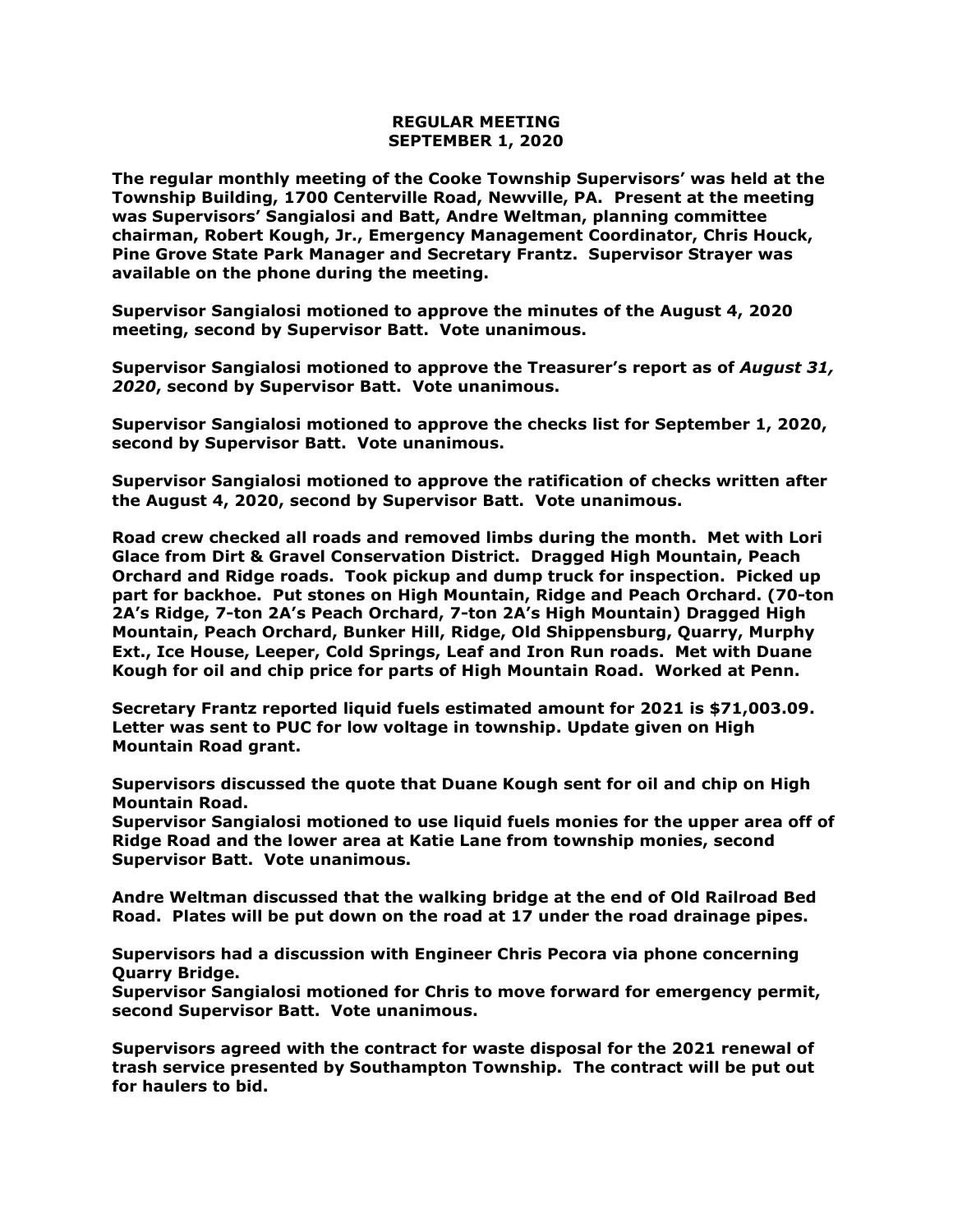**REGULAR MEETING**
**SEPTEMBER 1, 2020**

**The regular monthly meeting of the Cooke Township Supervisors' was held at the Township Building, 1700 Centerville Road, Newville, PA. Present at the meeting was Supervisors' Sangialosi and Batt, Andre Weltman, planning committee chairman, Robert Kough, Jr., Emergency Management Coordinator, Chris Houck, Pine Grove State Park Manager and Secretary Frantz. Supervisor Strayer was available on the phone during the meeting.**

**Supervisor Sangialosi motioned to approve the minutes of the August 4, 2020 meeting, second by Supervisor Batt. Vote unanimous.**

**Supervisor Sangialosi motioned to approve the Treasurer's report as of *August 31, 2020*, second by Supervisor Batt. Vote unanimous.**

**Supervisor Sangialosi motioned to approve the checks list for September 1, 2020, second by Supervisor Batt. Vote unanimous.**

**Supervisor Sangialosi motioned to approve the ratification of checks written after the August 4, 2020, second by Supervisor Batt. Vote unanimous.**

**Road crew checked all roads and removed limbs during the month. Met with Lori Glace from Dirt & Gravel Conservation District. Dragged High Mountain, Peach Orchard and Ridge roads. Took pickup and dump truck for inspection. Picked up part for backhoe. Put stones on High Mountain, Ridge and Peach Orchard. (70-ton 2A's Ridge, 7-ton 2A's Peach Orchard, 7-ton 2A's High Mountain) Dragged High Mountain, Peach Orchard, Bunker Hill, Ridge, Old Shippensburg, Quarry, Murphy Ext., Ice House, Leeper, Cold Springs, Leaf and Iron Run roads. Met with Duane Kough for oil and chip price for parts of High Mountain Road. Worked at Penn.**

**Secretary Frantz reported liquid fuels estimated amount for 2021 is $71,003.09. Letter was sent to PUC for low voltage in township. Update given on High Mountain Road grant.**

**Supervisors discussed the quote that Duane Kough sent for oil and chip on High Mountain Road.**
**Supervisor Sangialosi motioned to use liquid fuels monies for the upper area off of Ridge Road and the lower area at Katie Lane from township monies, second Supervisor Batt. Vote unanimous.**

**Andre Weltman discussed that the walking bridge at the end of Old Railroad Bed Road. Plates will be put down on the road at 17 under the road drainage pipes.**

**Supervisors had a discussion with Engineer Chris Pecora via phone concerning Quarry Bridge.**
**Supervisor Sangialosi motioned for Chris to move forward for emergency permit, second Supervisor Batt. Vote unanimous.**

**Supervisors agreed with the contract for waste disposal for the 2021 renewal of trash service presented by Southampton Township. The contract will be put out for haulers to bid.**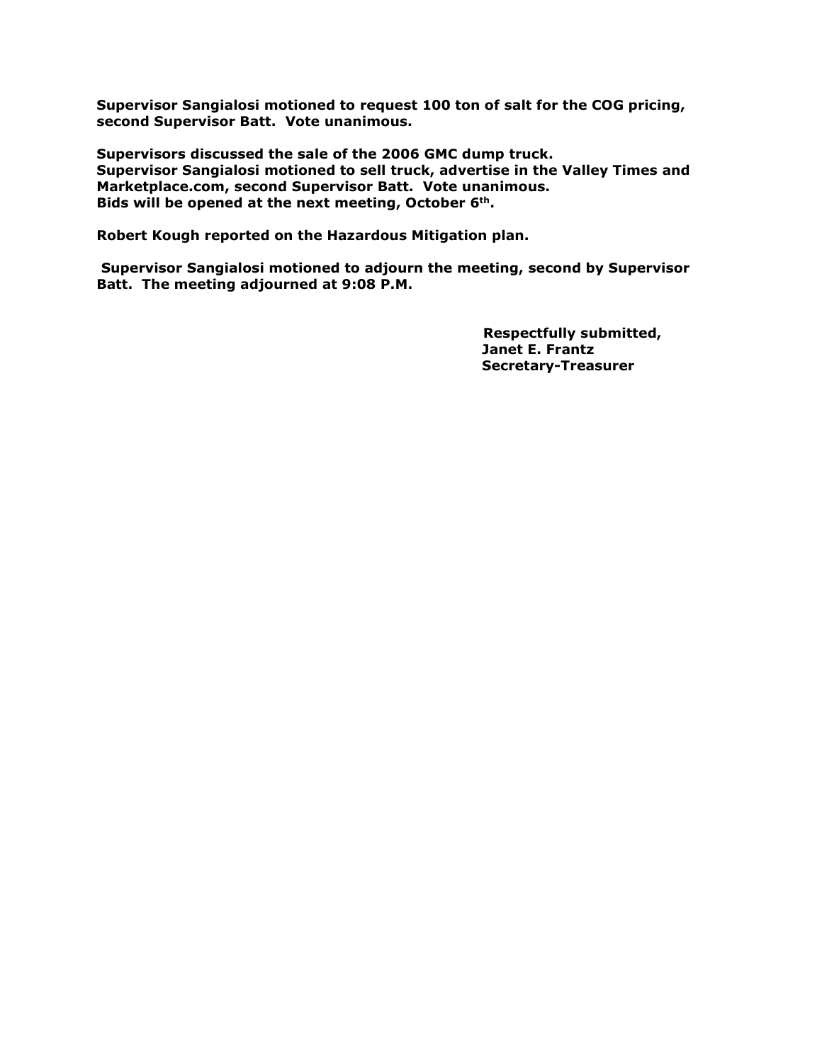**Supervisor Sangialosi motioned to request 100 ton of salt for the COG pricing, second Supervisor Batt. Vote unanimous.**

**Supervisors discussed the sale of the 2006 GMC dump truck.**
**Supervisor Sangialosi motioned to sell truck, advertise in the Valley Times and Marketplace.com, second Supervisor Batt. Vote unanimous.**
**Bids will be opened at the next meeting, October 6th.**

**Robert Kough reported on the Hazardous Mitigation plan.**

**Supervisor Sangialosi motioned to adjourn the meeting, second by Supervisor Batt. The meeting adjourned at 9:08 P.M.**

**Respectfully submitted,**
**Janet E. Frantz**
**Secretary-Treasurer**